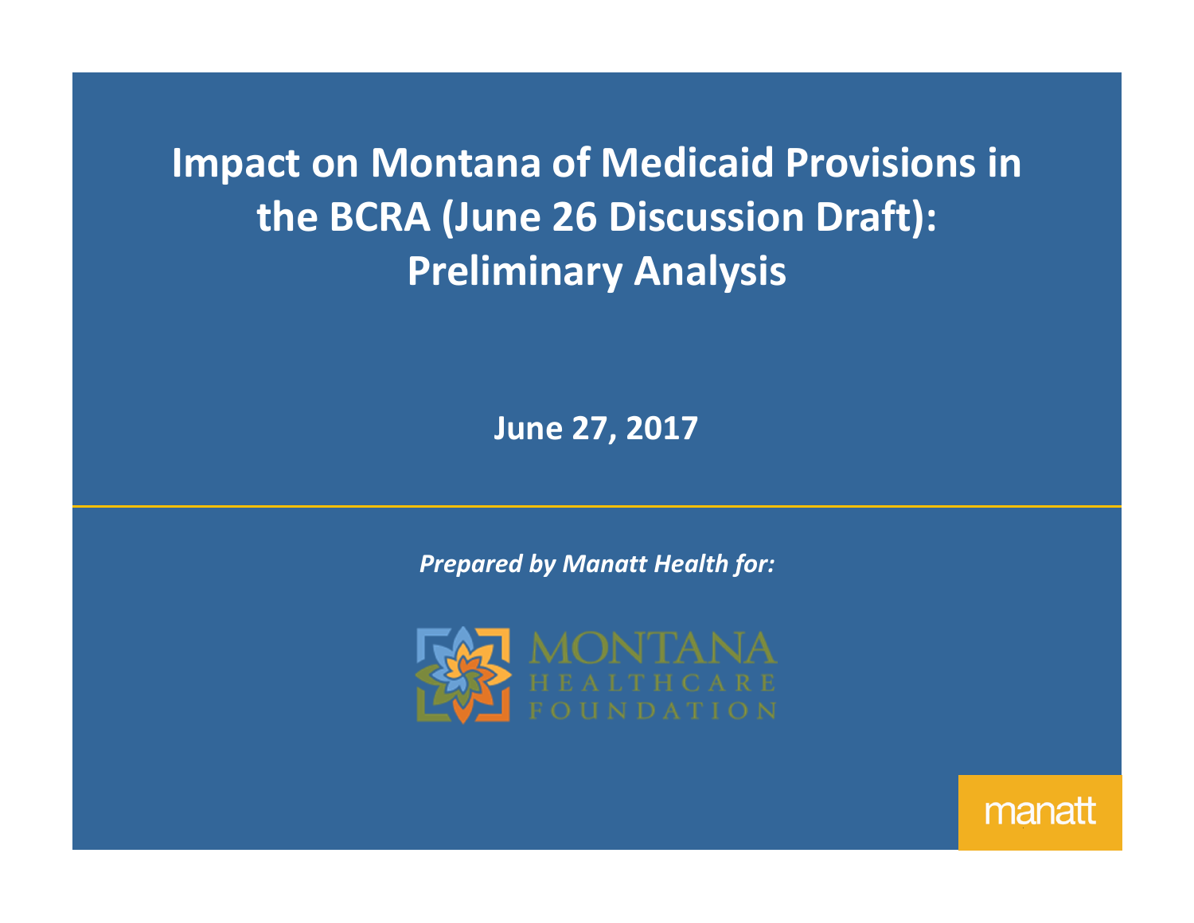# Impact on Montana of Medicaid Provisions in the BCRA (June 26 Discussion Draft): Preliminary Analysis

**June 27, 2017**

***Prepared by Manatt Health for:***

MONTANA HEALTHCARE FOUNDATION

manatt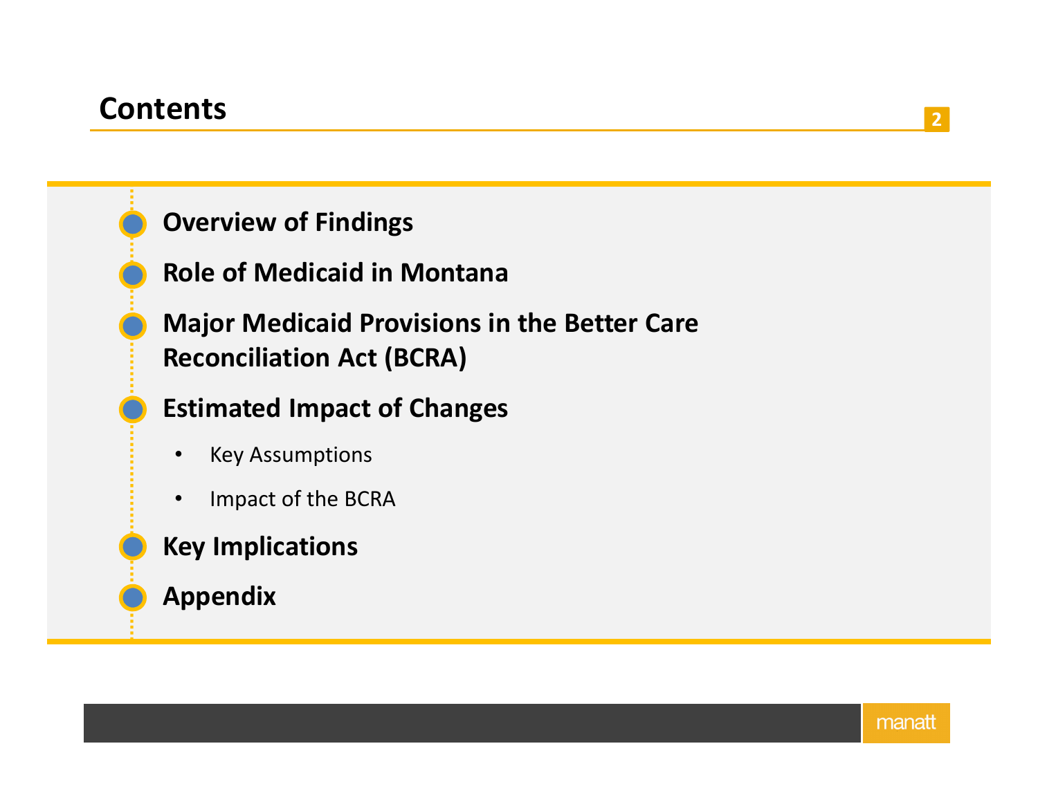## Contents

- **Overview of Findings**
- **Role of Medicaid in Montana**
- **Major Medicaid Provisions in the Better Care Reconciliation Act (BCRA)**
- **Estimated Impact of Changes**
  - Key Assumptions
  - Impact of the BCRA
- **Key Implications**
- **Appendix**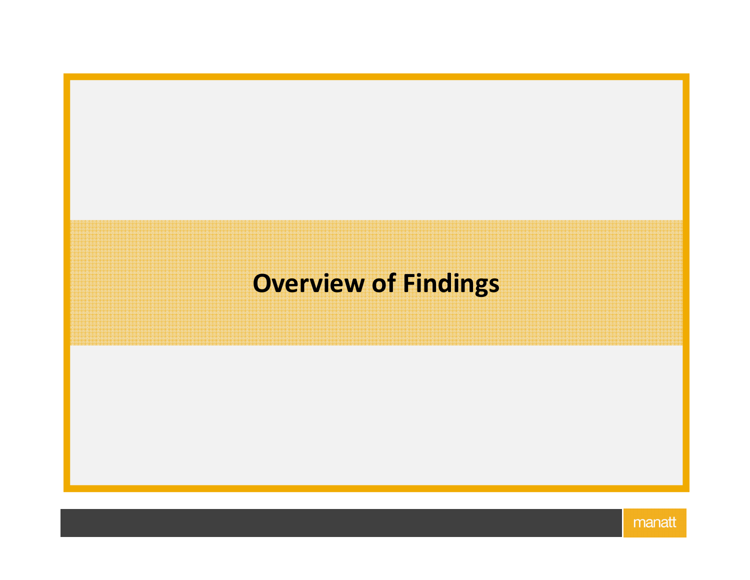# Overview of Findings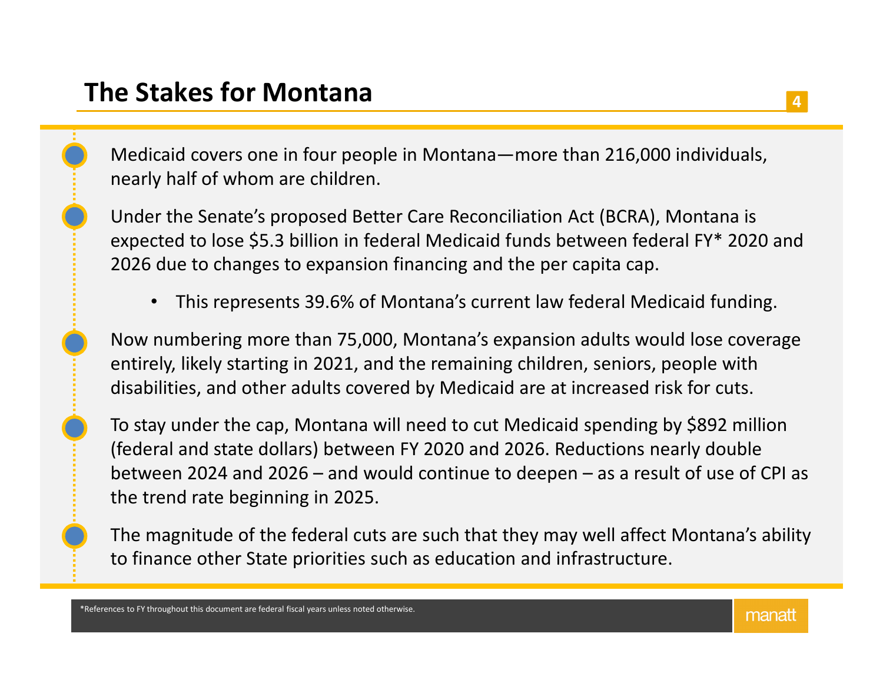## The Stakes for Montana

- Medicaid covers one in four people in Montana—more than 216,000 individuals, nearly half of whom are children.
- Under the Senate's proposed Better Care Reconciliation Act (BCRA), Montana is expected to lose $5.3 billion in federal Medicaid funds between federal FY* 2020 and 2026 due to changes to expansion financing and the per capita cap.
  - This represents 39.6% of Montana's current law federal Medicaid funding.
- Now numbering more than 75,000, Montana's expansion adults would lose coverage entirely, likely starting in 2021, and the remaining children, seniors, people with disabilities, and other adults covered by Medicaid are at increased risk for cuts.
- To stay under the cap, Montana will need to cut Medicaid spending by $892 million (federal and state dollars) between FY 2020 and 2026. Reductions nearly double between 2024 and 2026 – and would continue to deepen – as a result of use of CPI as the trend rate beginning in 2025.
- The magnitude of the federal cuts are such that they may well affect Montana's ability to finance other State priorities such as education and infrastructure.

*References to FY throughout this document are federal fiscal years unless noted otherwise.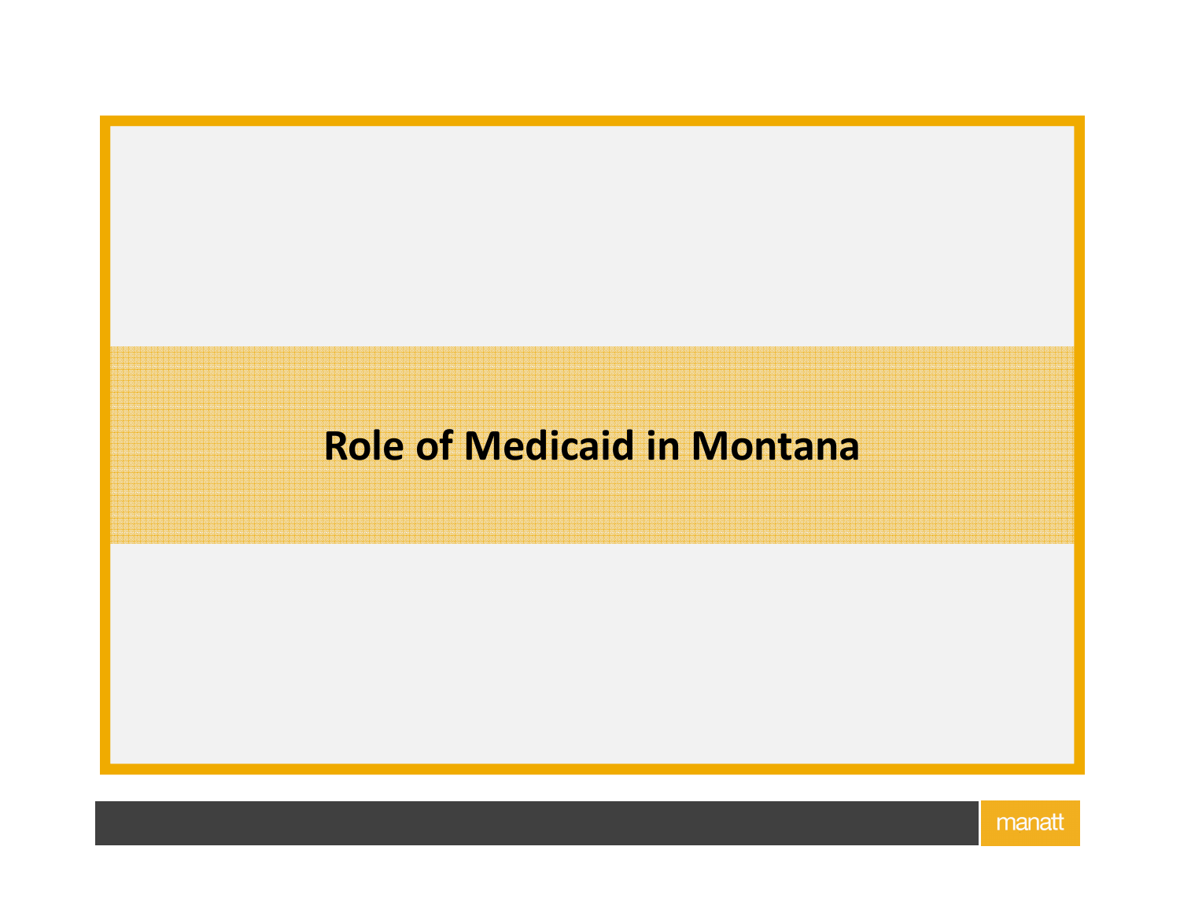# Role of Medicaid in Montana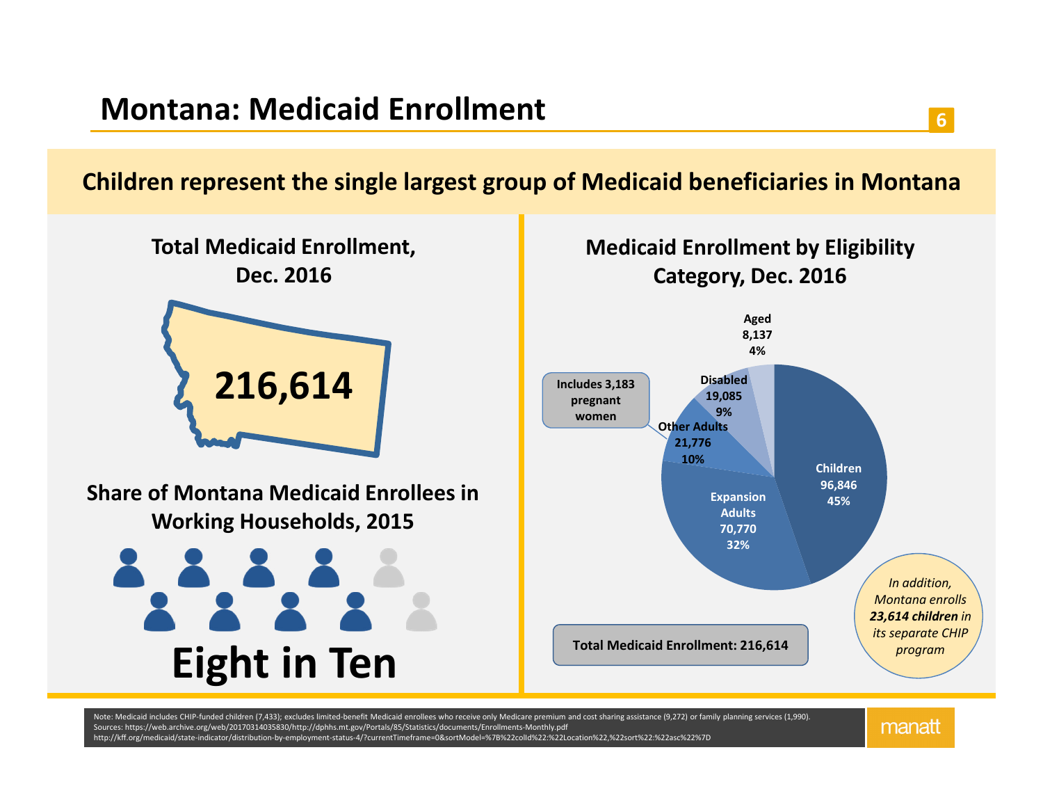# Montana: Medicaid Enrollment

**Children represent the single largest group of Medicaid beneficiaries in Montana**

## Total Medicaid Enrollment, Dec. 2016

216,614

## Share of Montana Medicaid Enrollees in Working Households, 2015

Eight in Ten

## Medicaid Enrollment by Eligibility Category, Dec. 2016

Aged
8,137
4%

Disabled
19,085
9%

Other Adults
21,776
10%

Includes 3,183 pregnant women

Expansion Adults
70,770
32%

Children
96,846
45%

Total Medicaid Enrollment: 216,614

*In addition, Montana enrolls* ***23,614 children*** *in its separate CHIP program*

Note: Medicaid includes CHIP-funded children (7,433); excludes limited-benefit Medicaid enrollees who receive only Medicare premium and cost sharing assistance (9,272) or family planning services (1,990).
Sources: https://web.archive.org/web/20170314035830/http://dphhs.mt.gov/Portals/85/Statistics/documents/Enrollments-Monthly.pdf
http://kff.org/medicaid/state-indicator/distribution-by-employment-status-4/?currentTimeframe=0&sortModel=%7B%22colId%22:%22Location%22,%22sort%22:%22asc%22%7D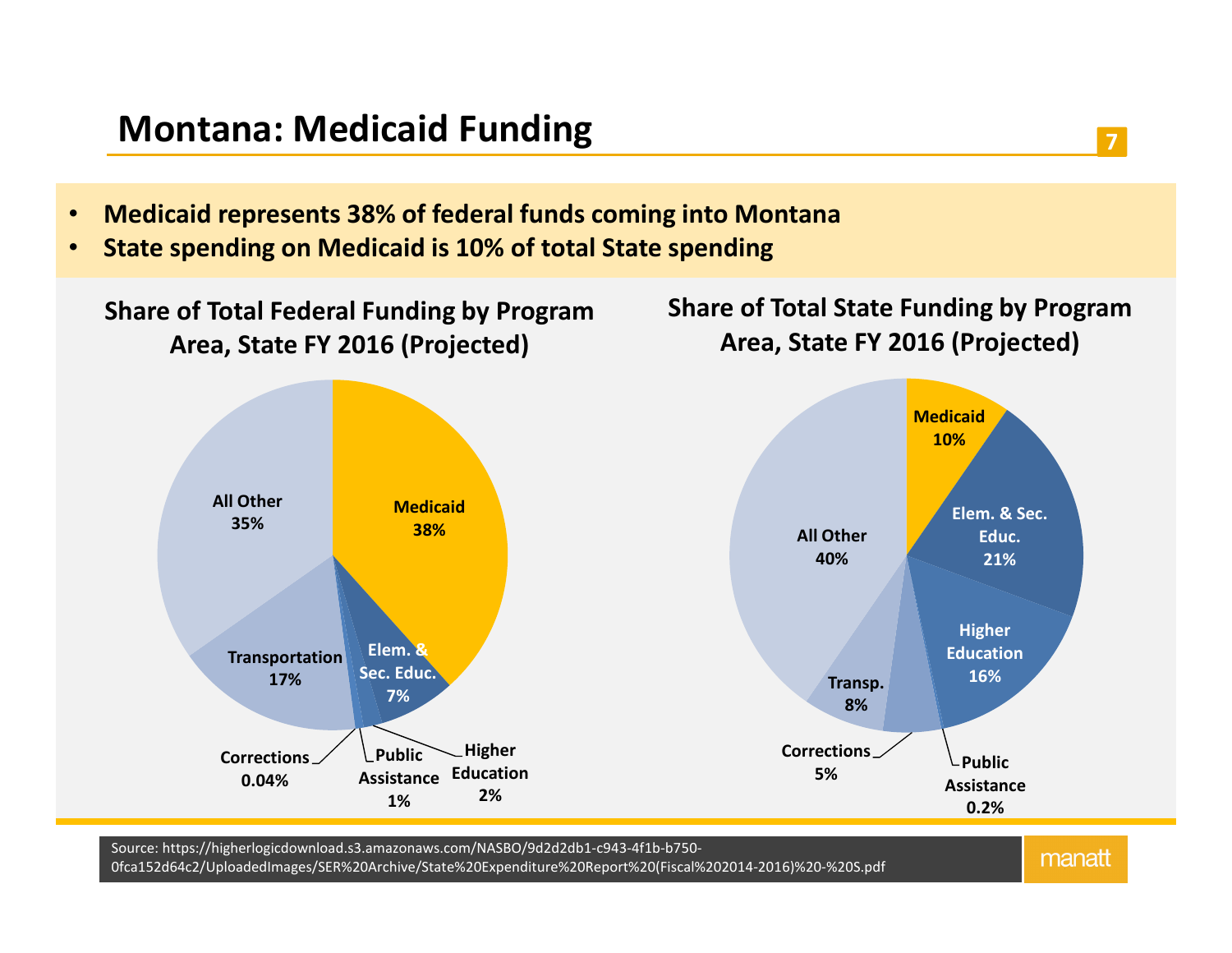# Montana: Medicaid Funding

- **Medicaid represents 38% of federal funds coming into Montana**
- **State spending on Medicaid is 10% of total State spending**

**Share of Total Federal Funding by Program Area, State FY 2016 (Projected)**

Medicaid 38%
Elem. & Sec. Educ. 7%
Higher Education 2%
Public Assistance 1%
Corrections 0.04%
Transportation 17%
All Other 35%

**Share of Total State Funding by Program Area, State FY 2016 (Projected)**

Medicaid 10%
Elem. & Sec. Educ. 21%
Higher Education 16%
Public Assistance 0.2%
Corrections 5%
Transp. 8%
All Other 40%

Source: https://higherlogicdownload.s3.amazonaws.com/NASBO/9d2d2db1-c943-4f1b-b750-0fca152d64c2/UploadedImages/SER%20Archive/State%20Expenditure%20Report%20(Fiscal%202014-2016)%20-%20S.pdf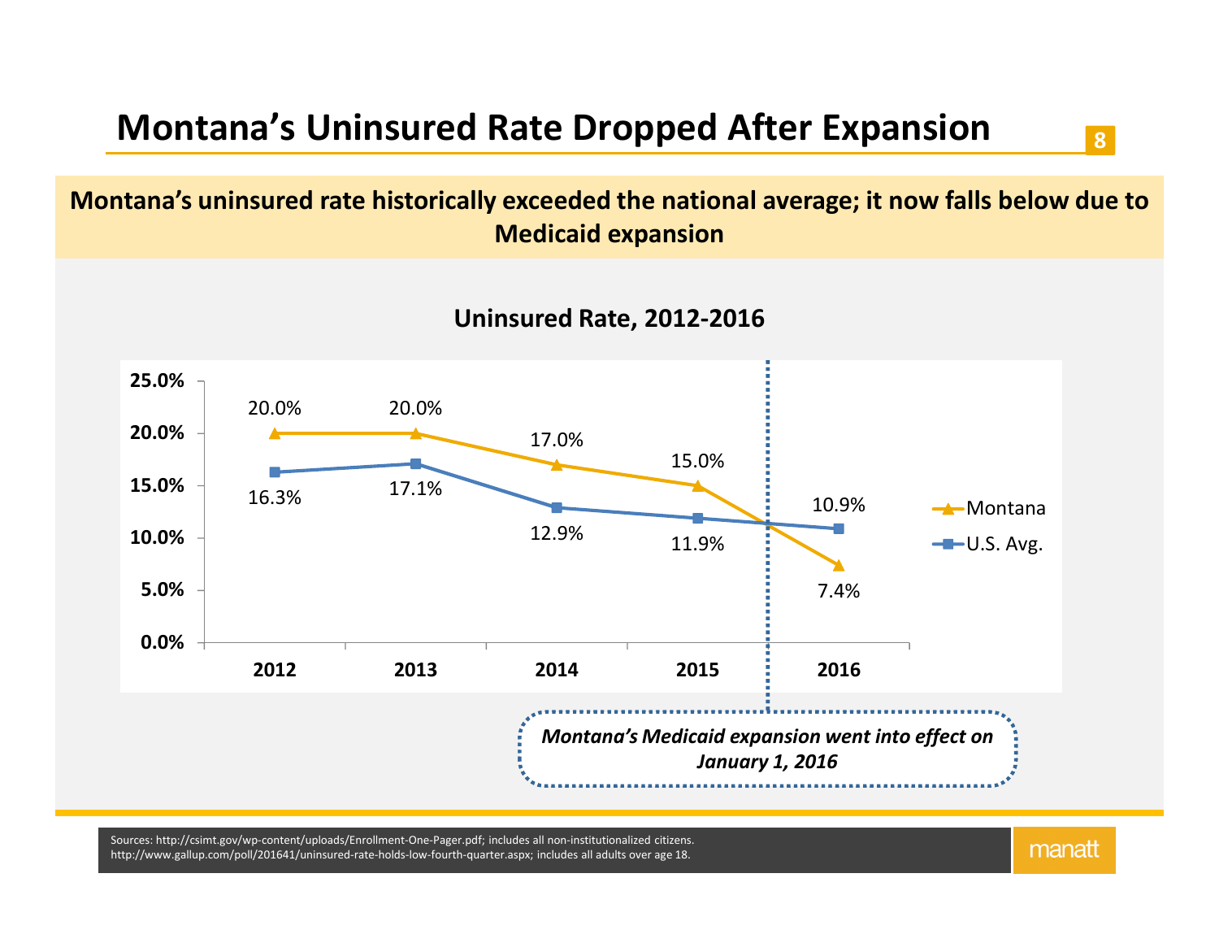# Montana's Uninsured Rate Dropped After Expansion

**Montana's uninsured rate historically exceeded the national average; it now falls below due to Medicaid expansion**

**Uninsured Rate, 2012-2016**

| | 2012 | 2013 | 2014 | 2015 | 2016 |
|---|---|---|---|---|---|
| Montana | 20.0% | 20.0% | 17.0% | 15.0% | 7.4% |
| U.S. Avg. | 16.3% | 17.1% | 12.9% | 11.9% | 10.9% |

***Montana's Medicaid expansion went into effect on January 1, 2016***

Sources: http://csimt.gov/wp-content/uploads/Enrollment-One-Pager.pdf; includes all non-institutionalized citizens.
http://www.gallup.com/poll/201641/uninsured-rate-holds-low-fourth-quarter.aspx; includes all adults over age 18.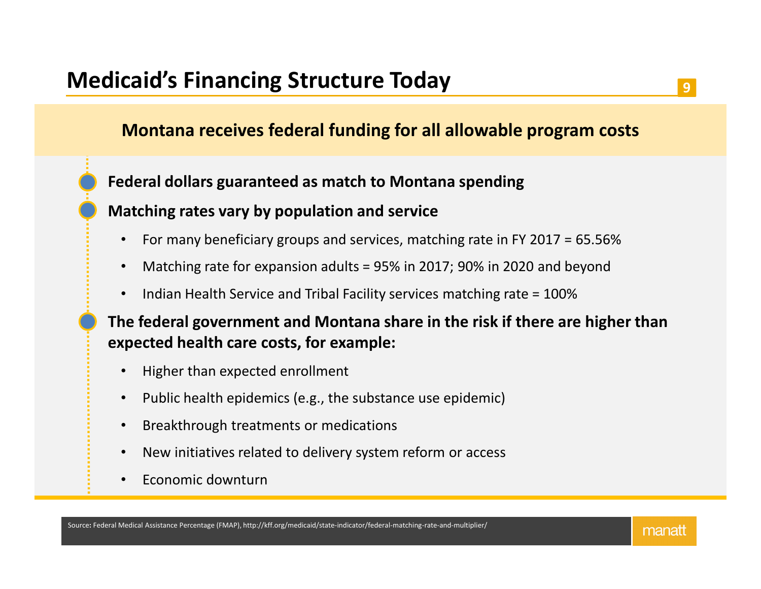# Medicaid's Financing Structure Today

**Montana receives federal funding for all allowable program costs**

- **Federal dollars guaranteed as match to Montana spending**
- **Matching rates vary by population and service**
  - For many beneficiary groups and services, matching rate in FY 2017 = 65.56%
  - Matching rate for expansion adults = 95% in 2017; 90% in 2020 and beyond
  - Indian Health Service and Tribal Facility services matching rate = 100%
- **The federal government and Montana share in the risk if there are higher than expected health care costs, for example:**
  - Higher than expected enrollment
  - Public health epidemics (e.g., the substance use epidemic)
  - Breakthrough treatments or medications
  - New initiatives related to delivery system reform or access
  - Economic downturn

Source: Federal Medical Assistance Percentage (FMAP), http://kff.org/medicaid/state-indicator/federal-matching-rate-and-multiplier/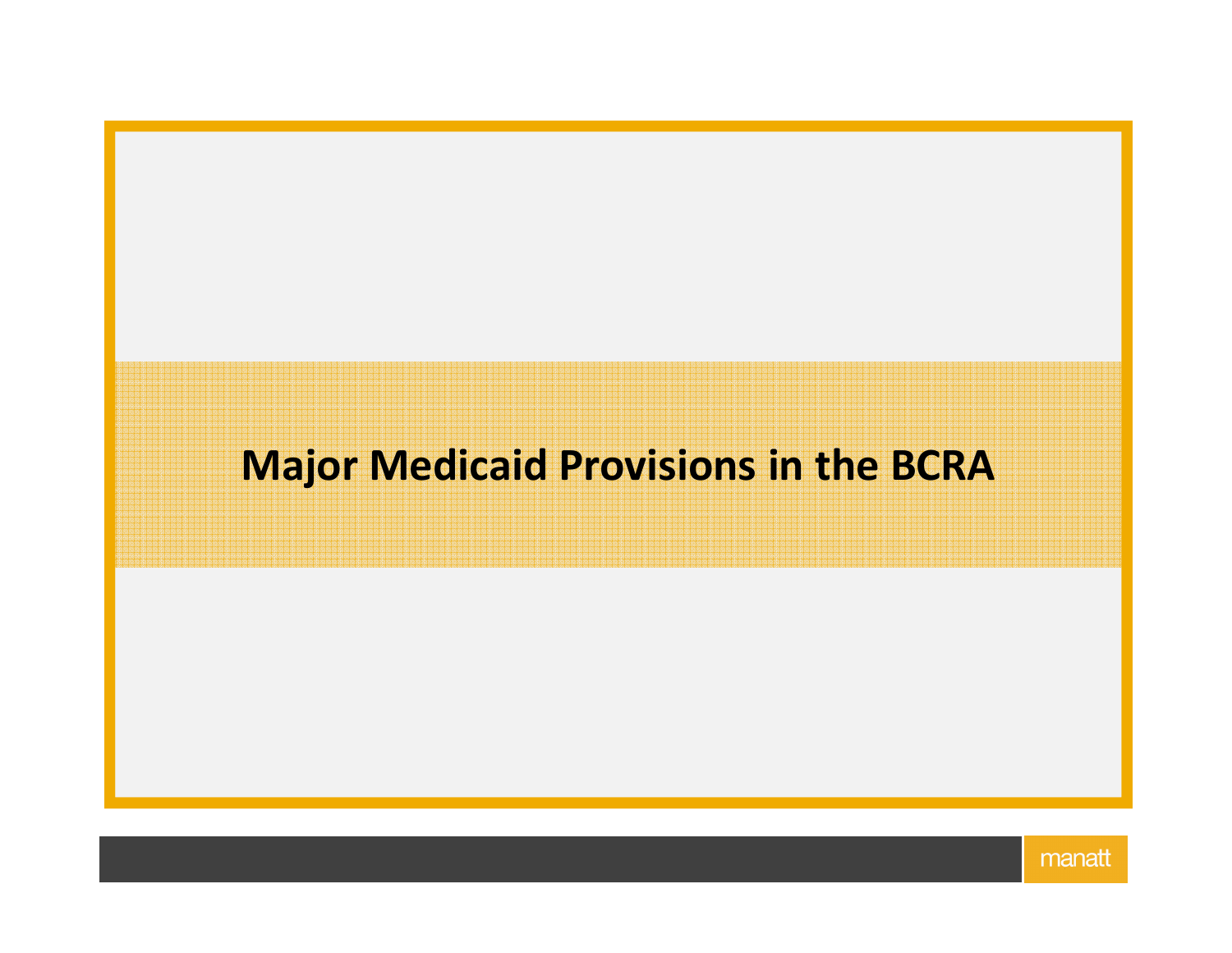# Major Medicaid Provisions in the BCRA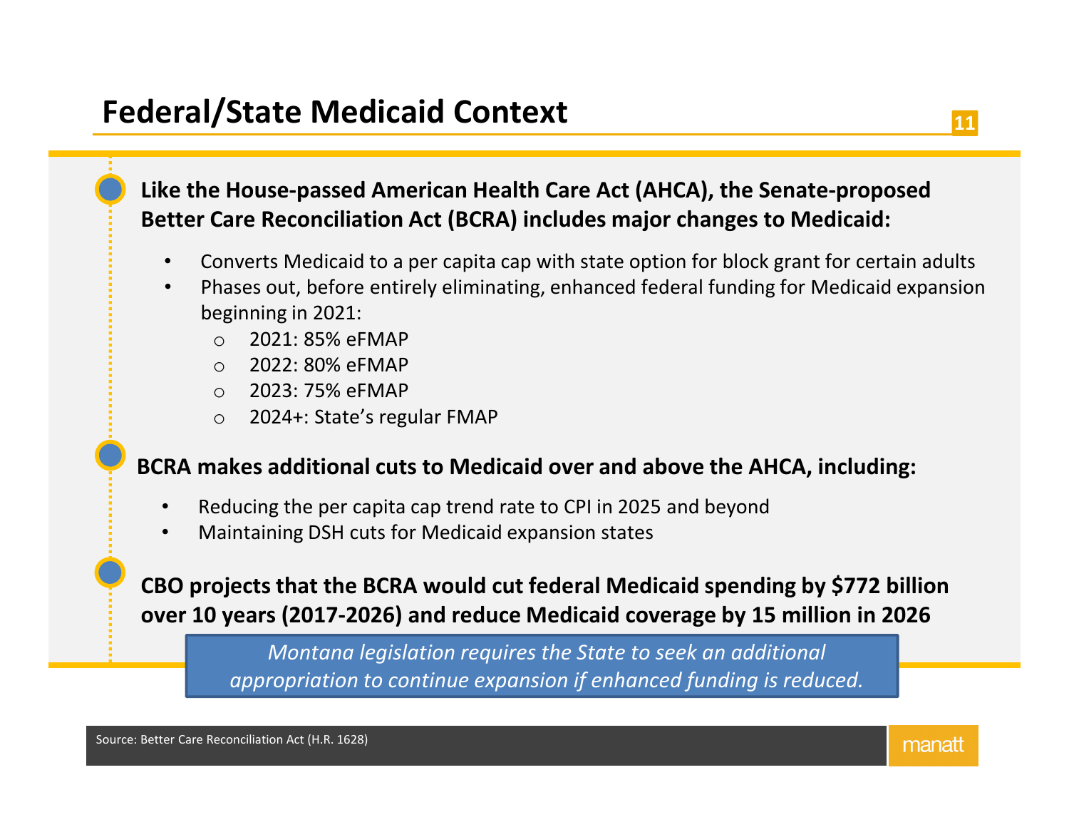# Federal/State Medicaid Context

**Like the House-passed American Health Care Act (AHCA), the Senate-proposed Better Care Reconciliation Act (BCRA) includes major changes to Medicaid:**

- Converts Medicaid to a per capita cap with state option for block grant for certain adults
- Phases out, before entirely eliminating, enhanced federal funding for Medicaid expansion beginning in 2021:
  - 2021: 85% eFMAP
  - 2022: 80% eFMAP
  - 2023: 75% eFMAP
  - 2024+: State's regular FMAP

**BCRA makes additional cuts to Medicaid over and above the AHCA, including:**

- Reducing the per capita cap trend rate to CPI in 2025 and beyond
- Maintaining DSH cuts for Medicaid expansion states

**CBO projects that the BCRA would cut federal Medicaid spending by $772 billion over 10 years (2017-2026) and reduce Medicaid coverage by 15 million in 2026**

*Montana legislation requires the State to seek an additional appropriation to continue expansion if enhanced funding is reduced.*

Source: Better Care Reconciliation Act (H.R. 1628)

manatt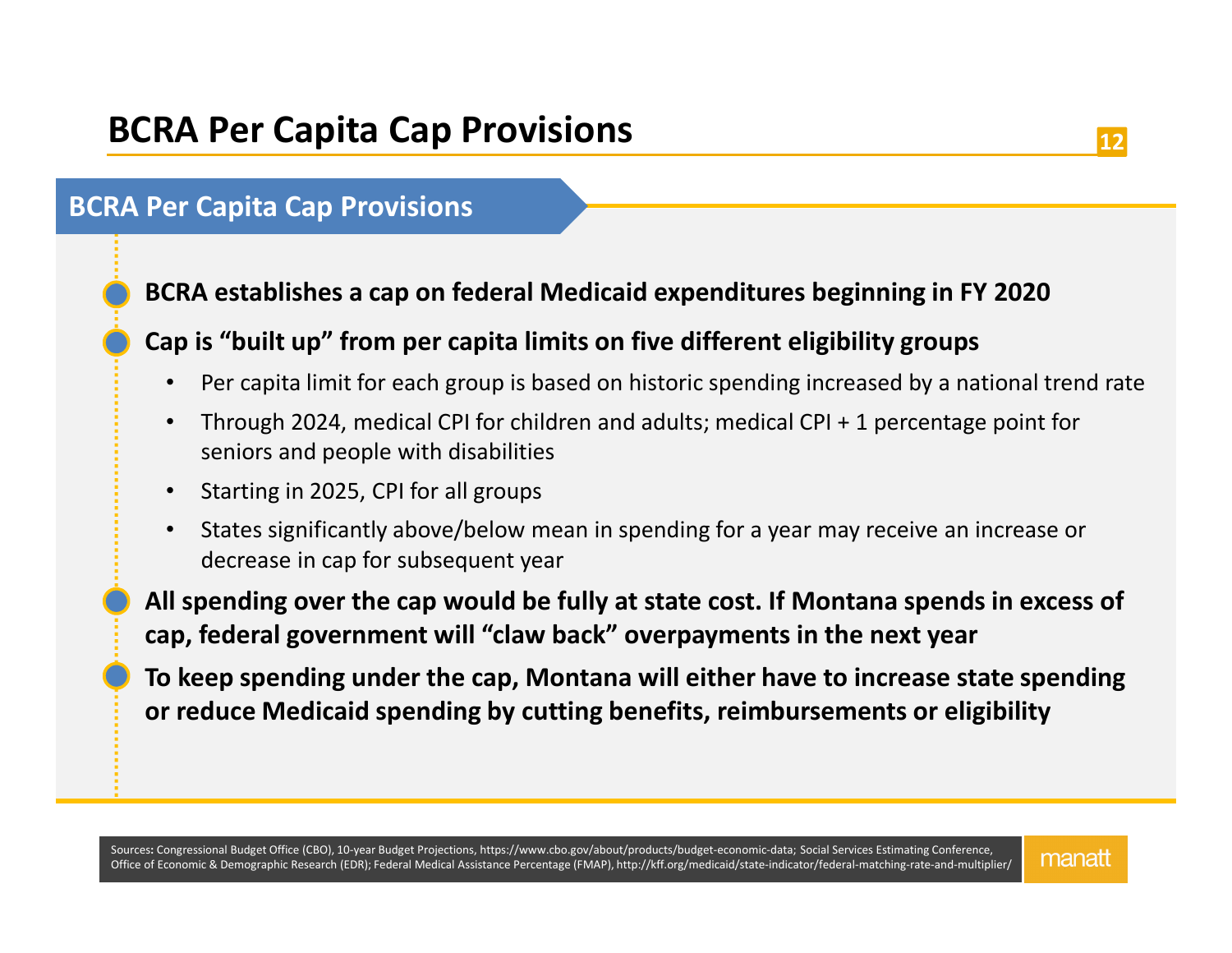# BCRA Per Capita Cap Provisions

## BCRA Per Capita Cap Provisions

- **BCRA establishes a cap on federal Medicaid expenditures beginning in FY 2020**
- **Cap is "built up" from per capita limits on five different eligibility groups**
  - Per capita limit for each group is based on historic spending increased by a national trend rate
  - Through 2024, medical CPI for children and adults; medical CPI + 1 percentage point for seniors and people with disabilities
  - Starting in 2025, CPI for all groups
  - States significantly above/below mean in spending for a year may receive an increase or decrease in cap for subsequent year
- **All spending over the cap would be fully at state cost. If Montana spends in excess of cap, federal government will "claw back" overpayments in the next year**
- **To keep spending under the cap, Montana will either have to increase state spending or reduce Medicaid spending by cutting benefits, reimbursements or eligibility**

Sources: Congressional Budget Office (CBO), 10-year Budget Projections, https://www.cbo.gov/about/products/budget-economic-data; Social Services Estimating Conference, Office of Economic & Demographic Research (EDR); Federal Medical Assistance Percentage (FMAP), http://kff.org/medicaid/state-indicator/federal-matching-rate-and-multiplier/

manatt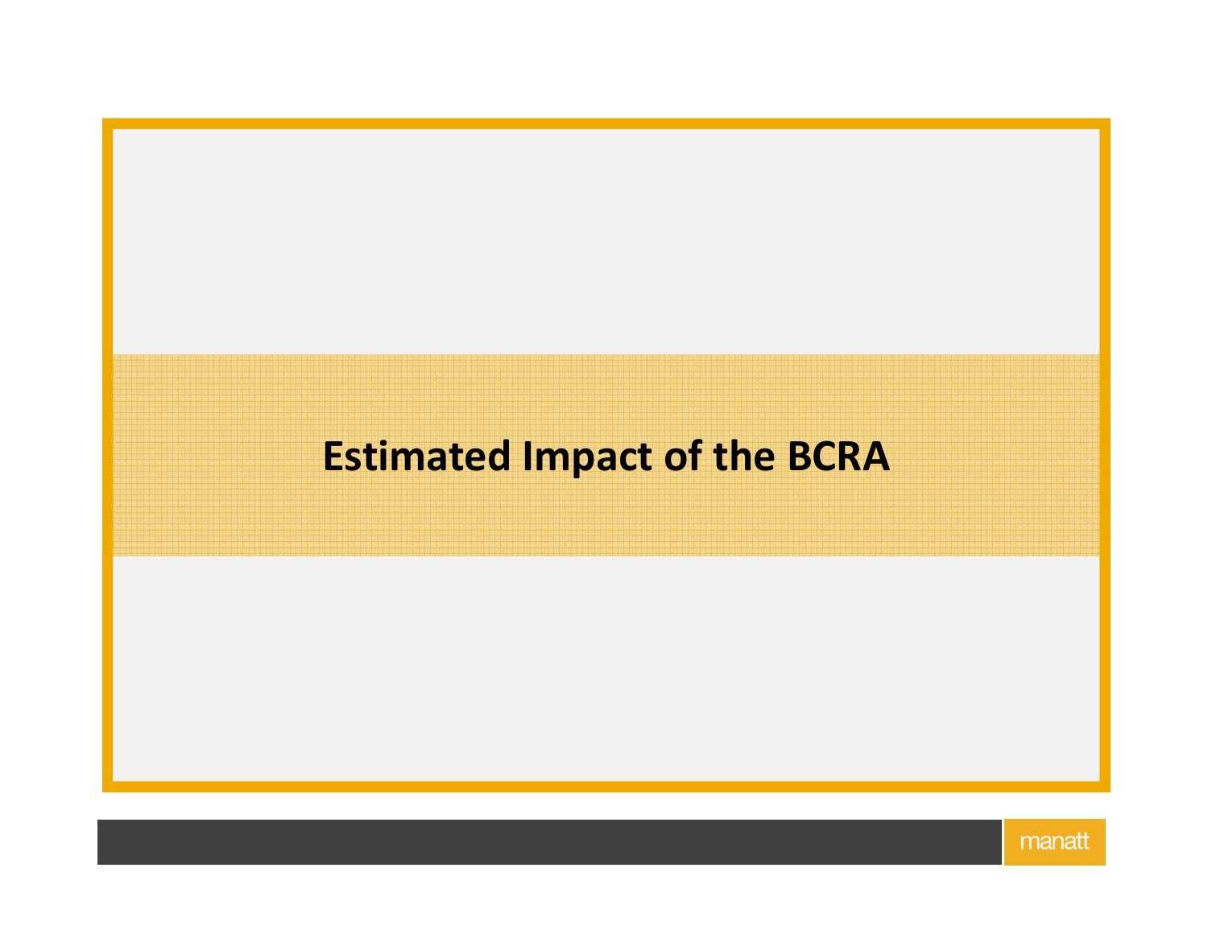# Estimated Impact of the BCRA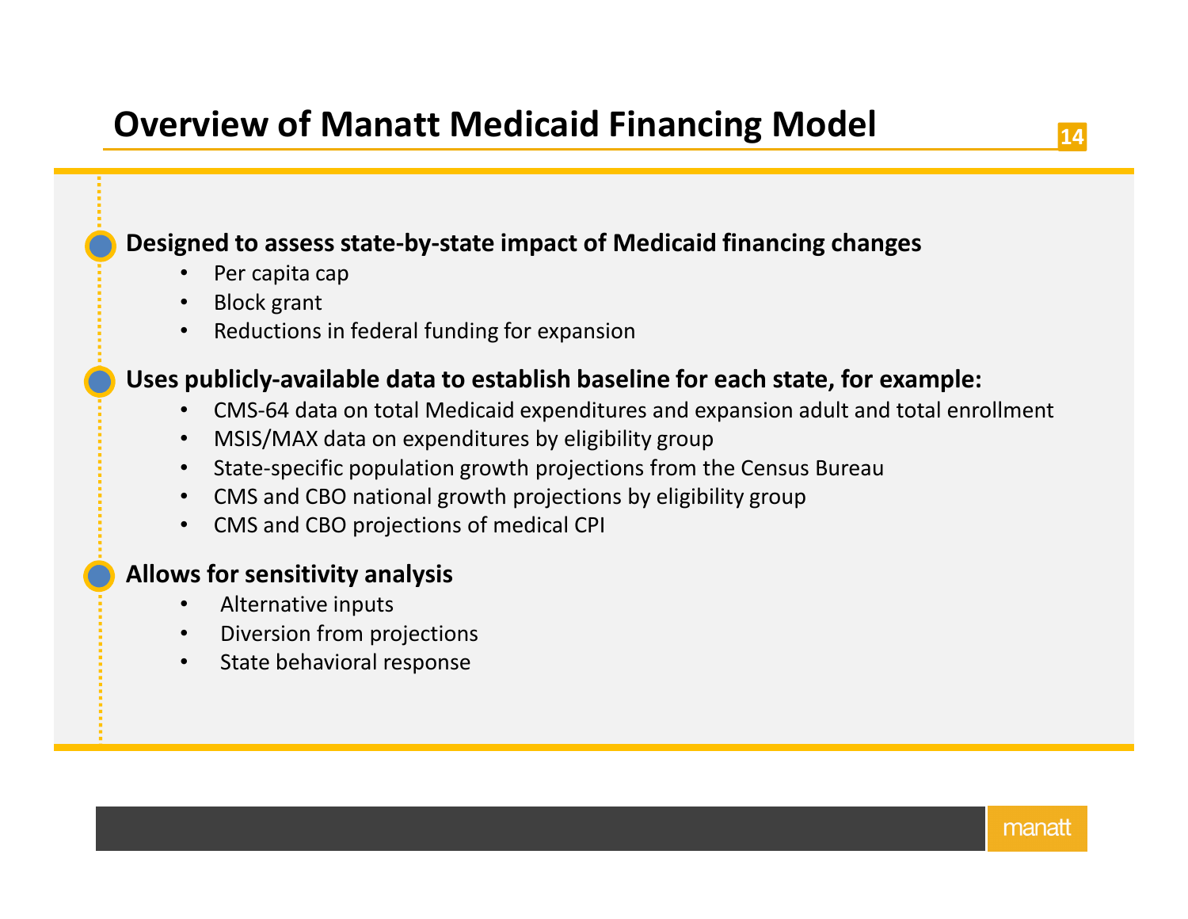# Overview of Manatt Medicaid Financing Model

**Designed to assess state-by-state impact of Medicaid financing changes**

- Per capita cap
- Block grant
- Reductions in federal funding for expansion

**Uses publicly-available data to establish baseline for each state, for example:**

- CMS-64 data on total Medicaid expenditures and expansion adult and total enrollment
- MSIS/MAX data on expenditures by eligibility group
- State-specific population growth projections from the Census Bureau
- CMS and CBO national growth projections by eligibility group
- CMS and CBO projections of medical CPI

**Allows for sensitivity analysis**

- Alternative inputs
- Diversion from projections
- State behavioral response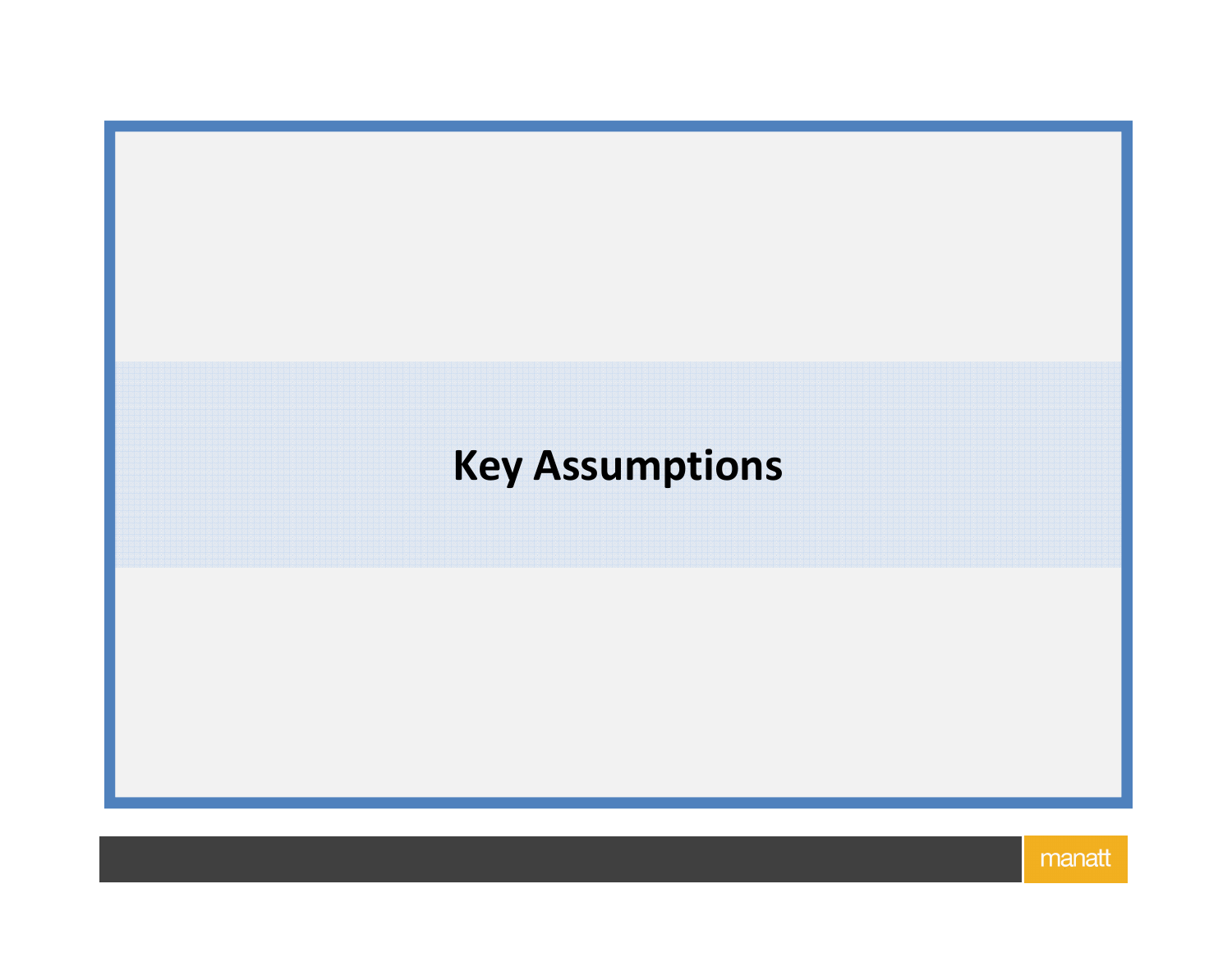# Key Assumptions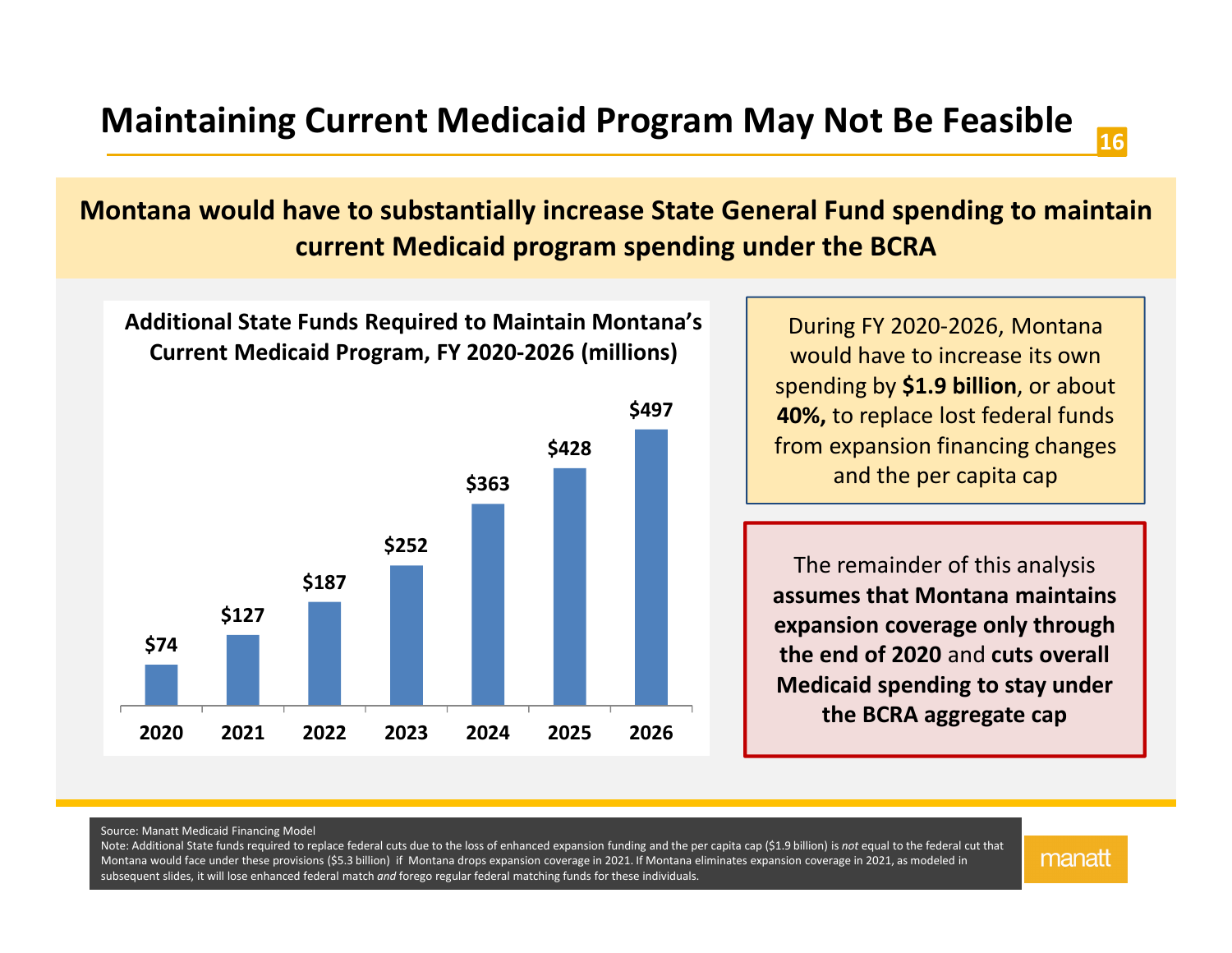# Maintaining Current Medicaid Program May Not Be Feasible

**Montana would have to substantially increase State General Fund spending to maintain current Medicaid program spending under the BCRA**

**Additional State Funds Required to Maintain Montana's Current Medicaid Program, FY 2020-2026 (millions)**

| 2020 | 2021 | 2022 | 2023 | 2024 | 2025 | 2026 |
|---|---|---|---|---|---|---|
| $74 | $127 | $187 | $252 | $363 | $428 | $497 |

During FY 2020-2026, Montana would have to increase its own spending by **$1.9 billion**, or about **40%,** to replace lost federal funds from expansion financing changes and the per capita cap

The remainder of this analysis **assumes that Montana maintains expansion coverage only through the end of 2020** and **cuts overall Medicaid spending to stay under the BCRA aggregate cap**

Source: Manatt Medicaid Financing Model

Note: Additional State funds required to replace federal cuts due to the loss of enhanced expansion funding and the per capita cap ($1.9 billion) is *not* equal to the federal cut that Montana would face under these provisions ($5.3 billion) if Montana drops expansion coverage in 2021. If Montana eliminates expansion coverage in 2021, as modeled in subsequent slides, it will lose enhanced federal match *and* forego regular federal matching funds for these individuals.

manatt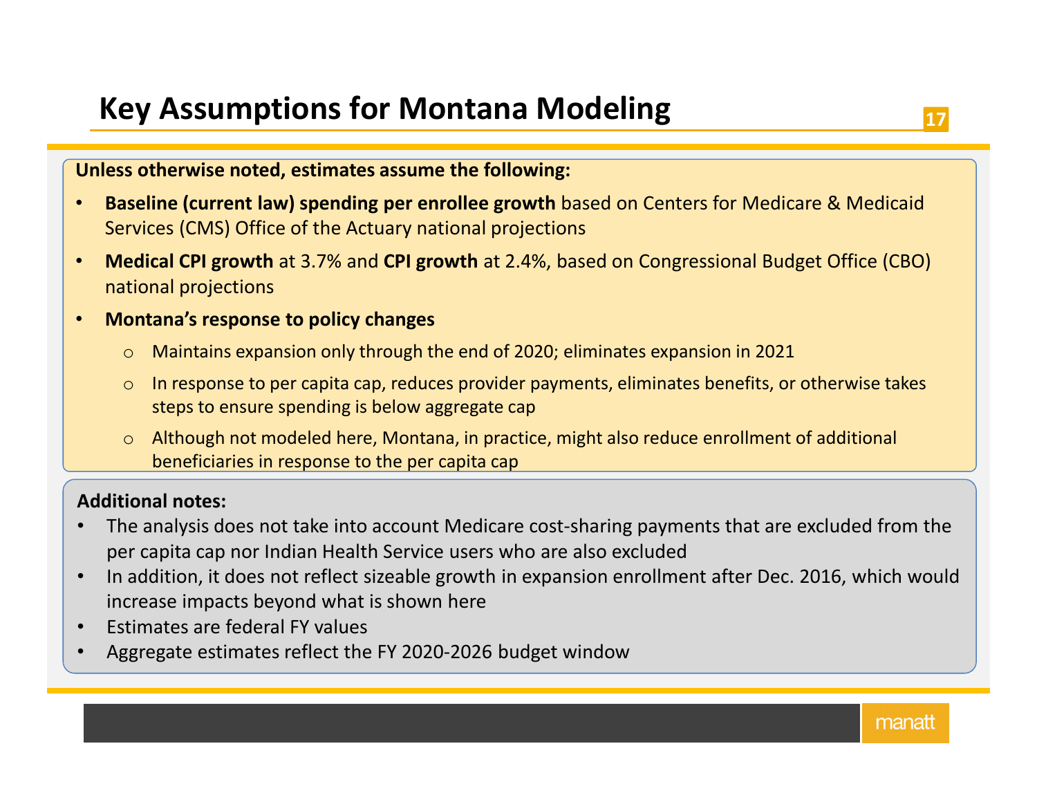# Key Assumptions for Montana Modeling

**Unless otherwise noted, estimates assume the following:**

- **Baseline (current law) spending per enrollee growth** based on Centers for Medicare & Medicaid Services (CMS) Office of the Actuary national projections
- **Medical CPI growth** at 3.7% and **CPI growth** at 2.4%, based on Congressional Budget Office (CBO) national projections
- **Montana's response to policy changes**
  - Maintains expansion only through the end of 2020; eliminates expansion in 2021
  - In response to per capita cap, reduces provider payments, eliminates benefits, or otherwise takes steps to ensure spending is below aggregate cap
  - Although not modeled here, Montana, in practice, might also reduce enrollment of additional beneficiaries in response to the per capita cap

**Additional notes:**

- The analysis does not take into account Medicare cost-sharing payments that are excluded from the per capita cap nor Indian Health Service users who are also excluded
- In addition, it does not reflect sizeable growth in expansion enrollment after Dec. 2016, which would increase impacts beyond what is shown here
- Estimates are federal FY values
- Aggregate estimates reflect the FY 2020-2026 budget window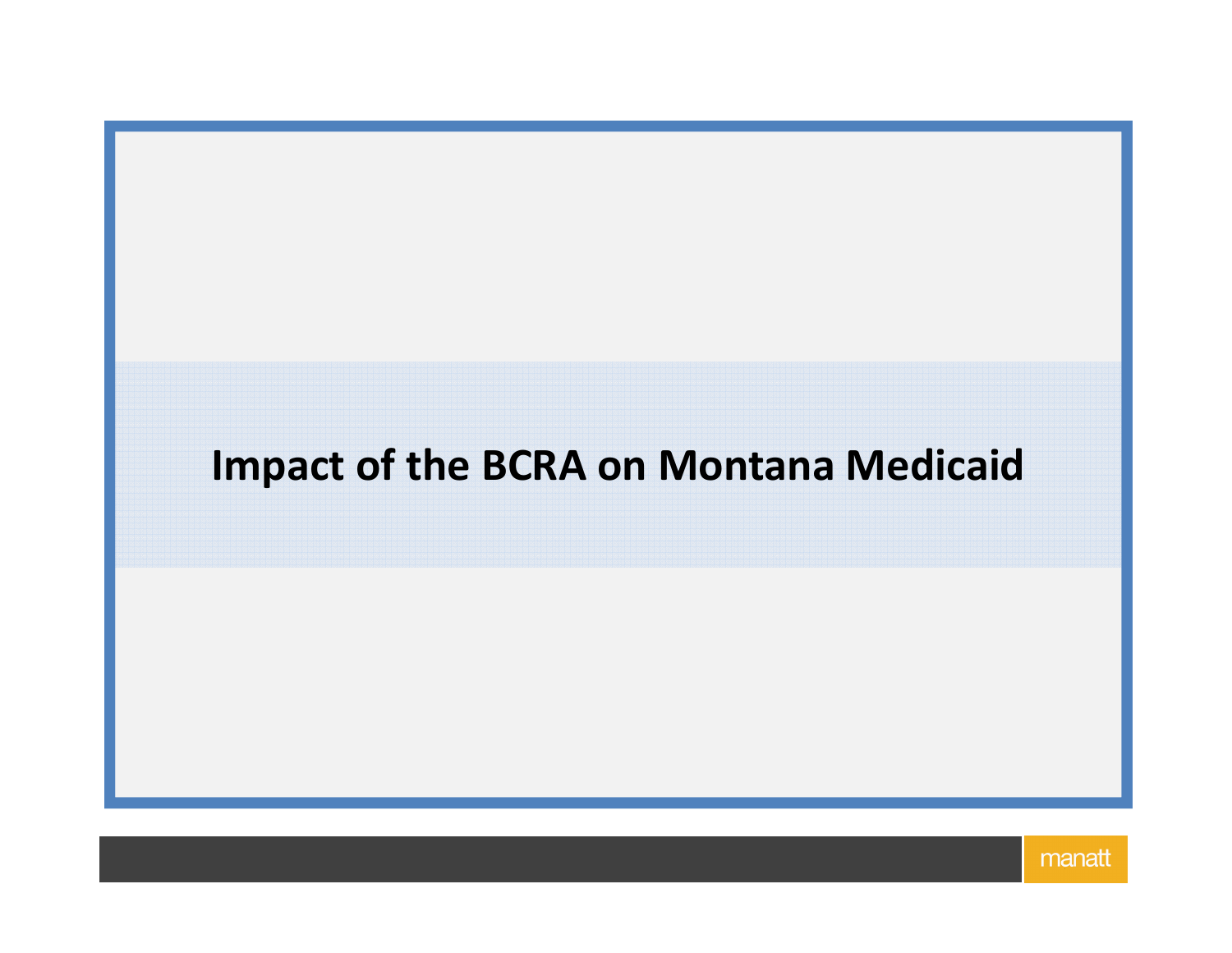# Impact of the BCRA on Montana Medicaid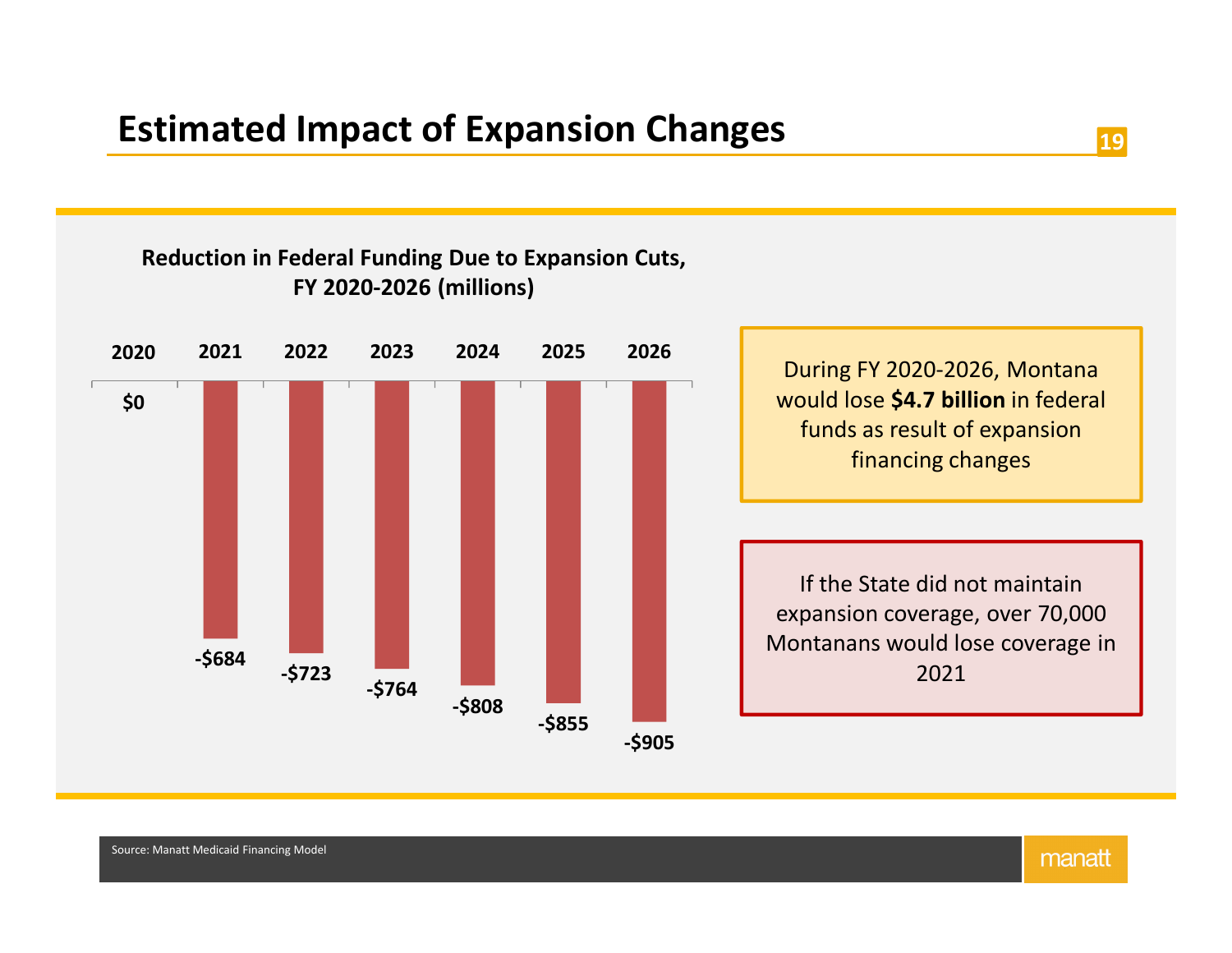# Estimated Impact of Expansion Changes

**Reduction in Federal Funding Due to Expansion Cuts, FY 2020-2026 (millions)**

2020
2021
2022
2023
2024
2025
2026

$0
-$684
-$723
-$764
-$808
-$855
-$905

During FY 2020-2026, Montana would lose **$4.7 billion** in federal funds as result of expansion financing changes

If the State did not maintain expansion coverage, over 70,000 Montanans would lose coverage in 2021

Source: Manatt Medicaid Financing Model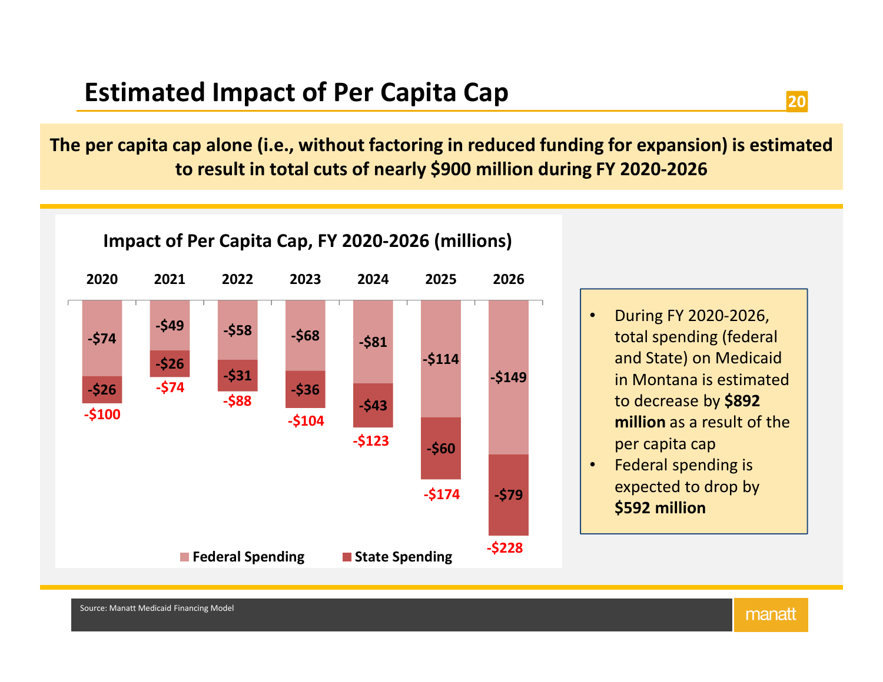# Estimated Impact of Per Capita Cap

**The per capita cap alone (i.e., without factoring in reduced funding for expansion) is estimated to result in total cuts of nearly $900 million during FY 2020-2026**

**Impact of Per Capita Cap, FY 2020-2026 (millions)**

2020
-$74
-$26
-$100

2021
-$49
-$26
-$74

2022
-$58
-$31
-$88

2023
-$68
-$36
-$104

2024
-$81
-$43
-$123

2025
-$114
-$60
-$174

2026
-$149
-$79
-$228

Federal Spending
State Spending

- During FY 2020-2026, total spending (federal and State) on Medicaid in Montana is estimated to decrease by **$892 million** as a result of the per capita cap
- Federal spending is expected to drop by **$592 million**

Source: Manatt Medicaid Financing Model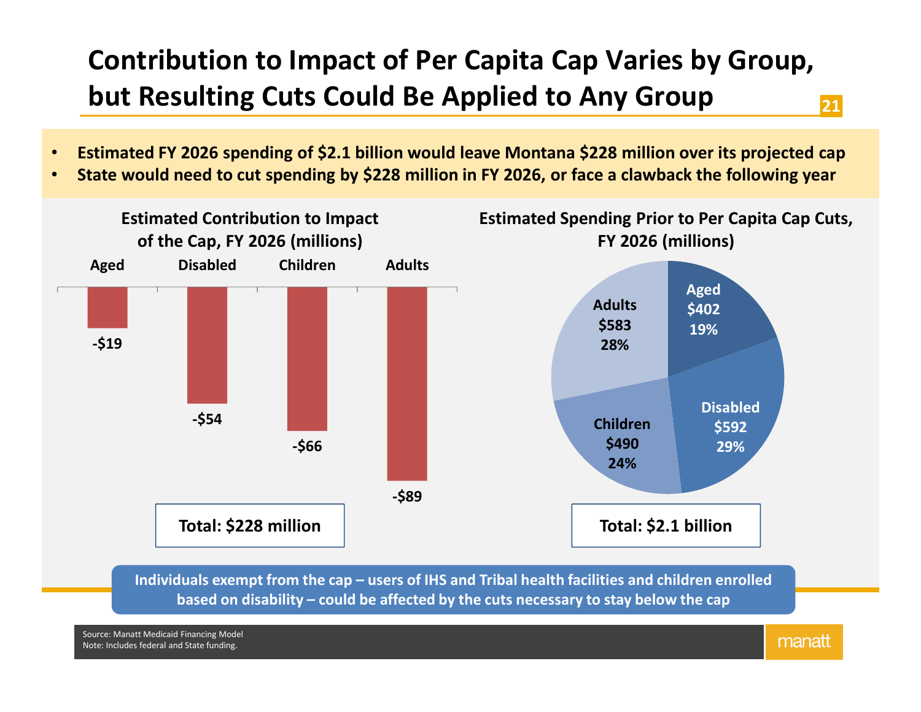# Contribution to Impact of Per Capita Cap Varies by Group, but Resulting Cuts Could Be Applied to Any Group

- **Estimated FY 2026 spending of $2.1 billion would leave Montana $228 million over its projected cap**
- **State would need to cut spending by $228 million in FY 2026, or face a clawback the following year**

**Estimated Contribution to Impact of the Cap, FY 2026 (millions)**

Aged
Disabled
Children
Adults

-$19
-$54
-$66
-$89

**Total: $228 million**

**Estimated Spending Prior to Per Capita Cap Cuts, FY 2026 (millions)**

Aged $402 19%
Disabled $592 29%
Children $490 24%
Adults $583 28%

**Total: $2.1 billion**

**Individuals exempt from the cap – users of IHS and Tribal health facilities and children enrolled based on disability – could be affected by the cuts necessary to stay below the cap**

Source: Manatt Medicaid Financing Model
Note: Includes federal and State funding.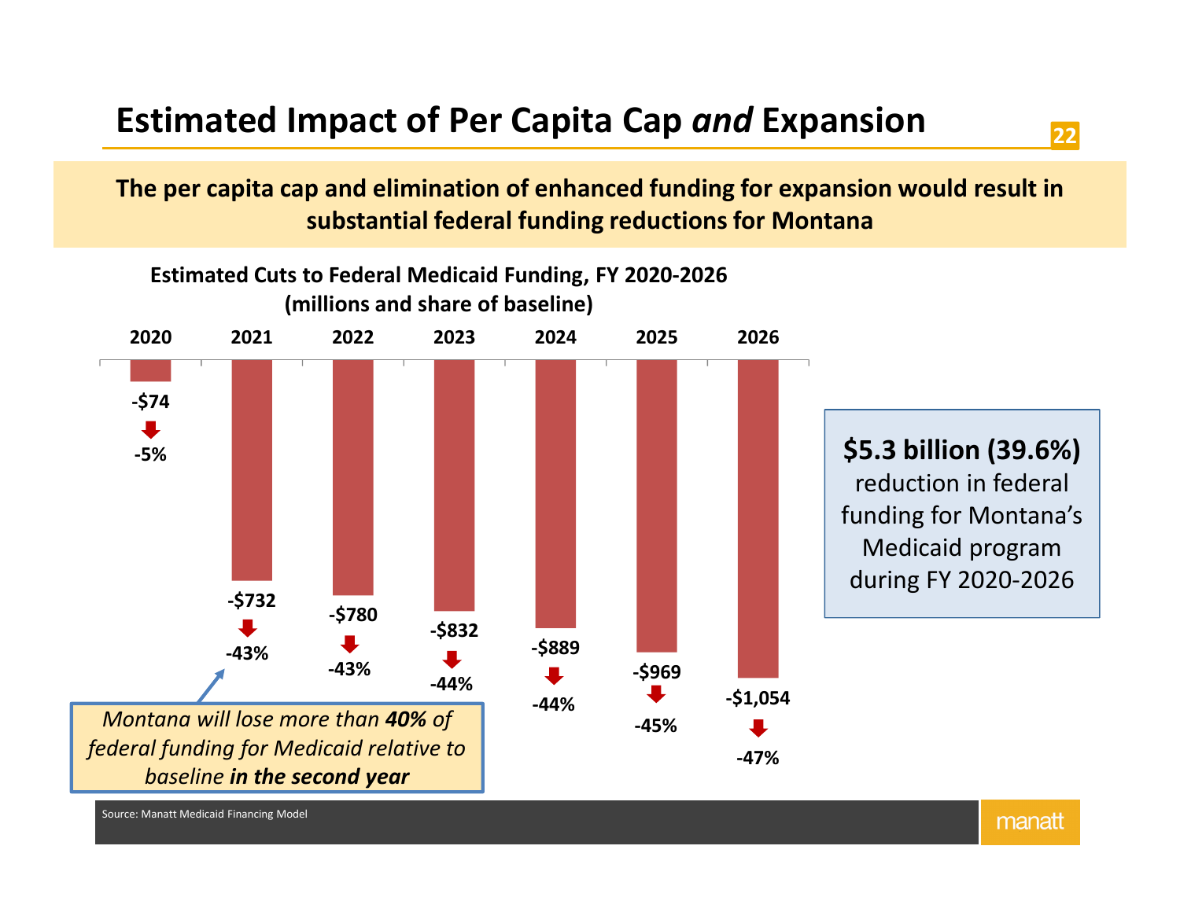# Estimated Impact of Per Capita Cap *and* Expansion

**The per capita cap and elimination of enhanced funding for expansion would result in substantial federal funding reductions for Montana**

**Estimated Cuts to Federal Medicaid Funding, FY 2020-2026 (millions and share of baseline)**

2020
-$74
-5%

2021
-$732
-43%

2022
-$780
-43%

2023
-$832
-44%

2024
-$889
-44%

2025
-$969
-45%

2026
-$1,054
-47%

*Montana will lose more than* ***40%*** *of federal funding for Medicaid relative to baseline* ***in the second year***

**$5.3 billion (39.6%)** reduction in federal funding for Montana's Medicaid program during FY 2020-2026

Source: Manatt Medicaid Financing Model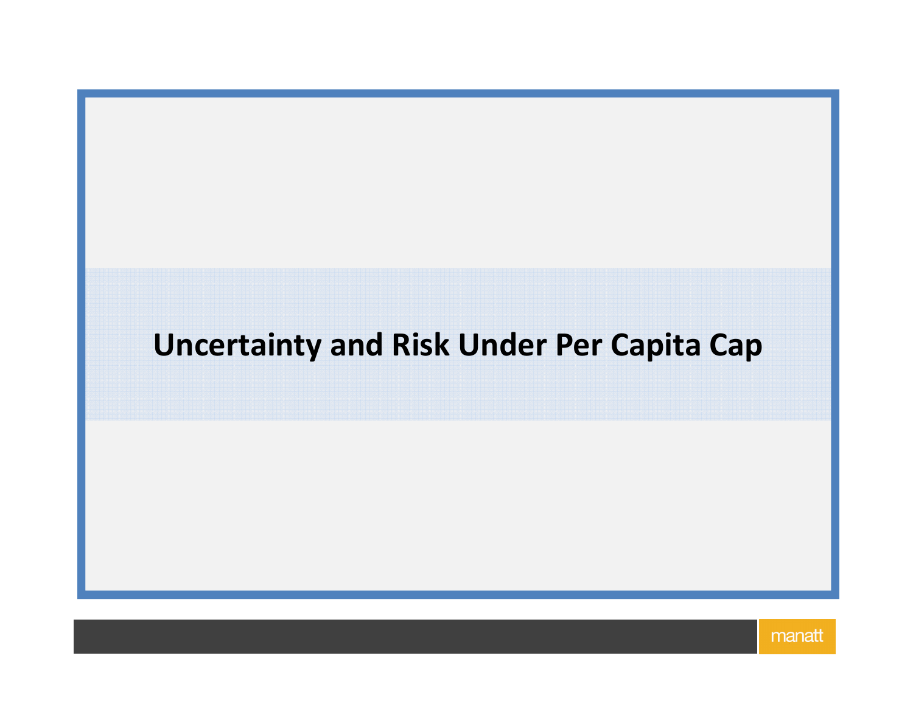# Uncertainty and Risk Under Per Capita Cap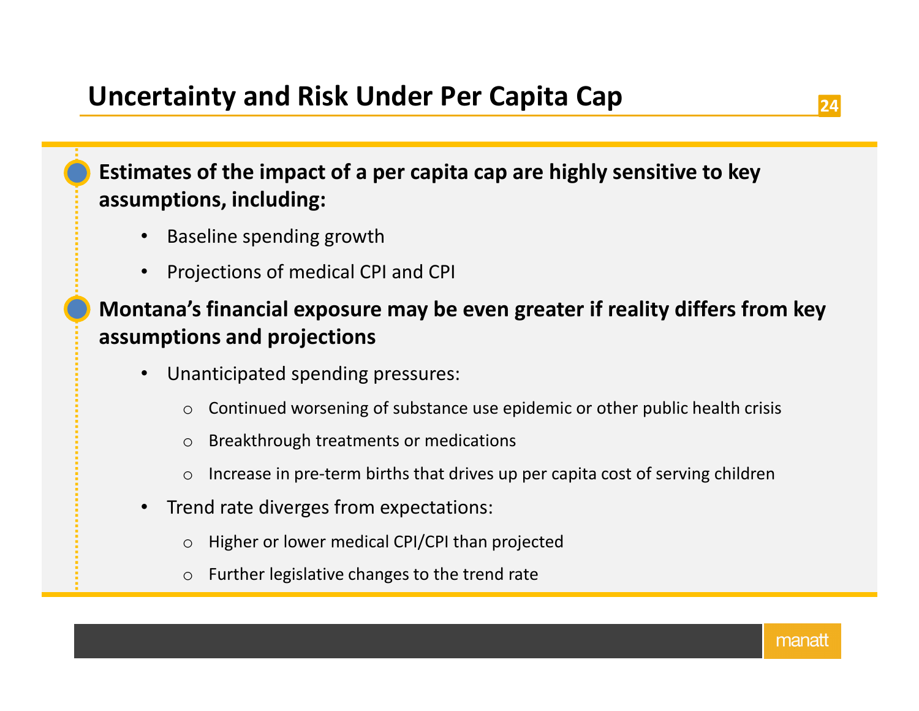# Uncertainty and Risk Under Per Capita Cap

- **Estimates of the impact of a per capita cap are highly sensitive to key assumptions, including:**
  - Baseline spending growth
  - Projections of medical CPI and CPI
- **Montana's financial exposure may be even greater if reality differs from key assumptions and projections**
  - Unanticipated spending pressures:
    - Continued worsening of substance use epidemic or other public health crisis
    - Breakthrough treatments or medications
    - Increase in pre-term births that drives up per capita cost of serving children
  - Trend rate diverges from expectations:
    - Higher or lower medical CPI/CPI than projected
    - Further legislative changes to the trend rate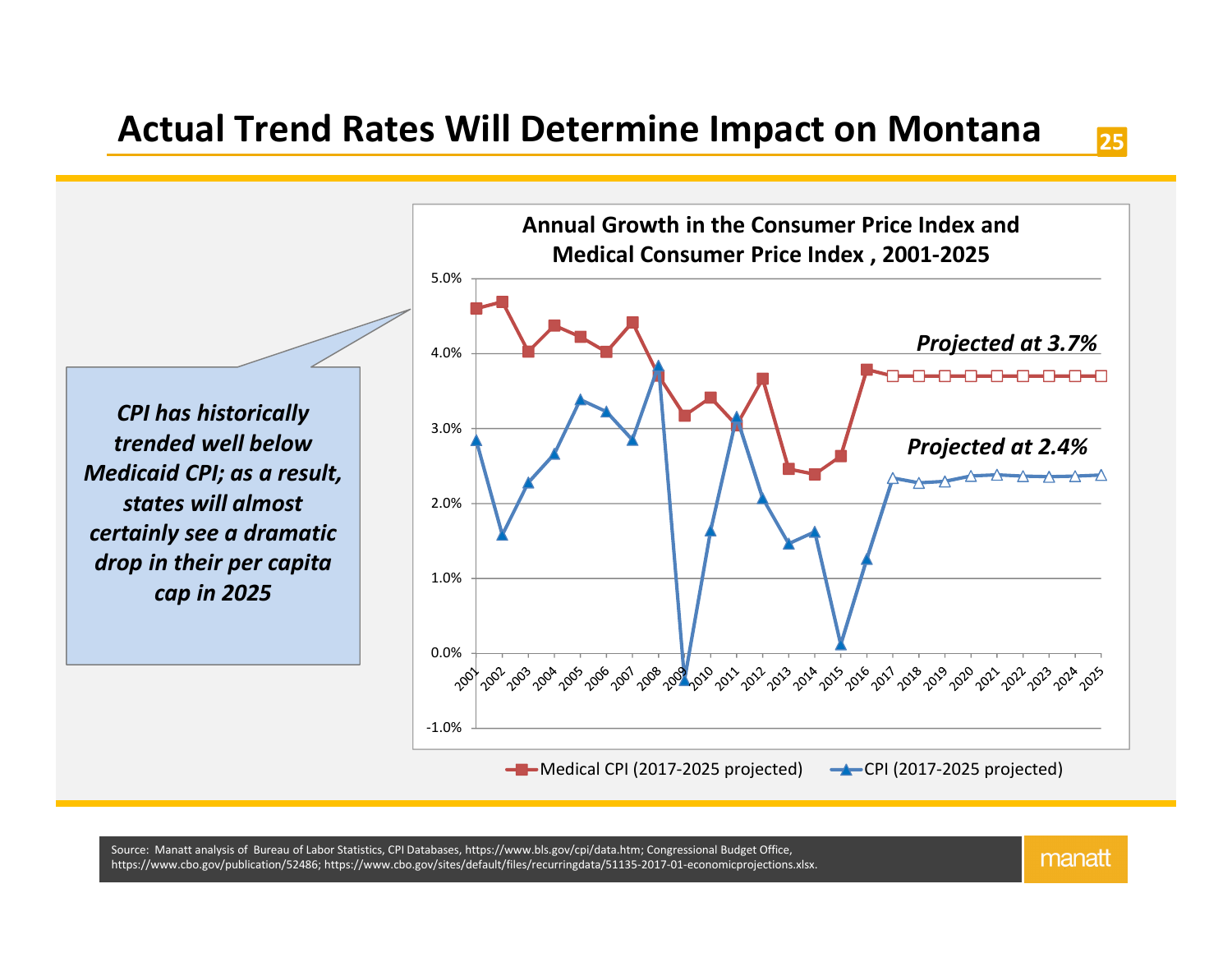# Actual Trend Rates Will Determine Impact on Montana

***CPI has historically trended well below Medicaid CPI; as a result, states will almost certainly see a dramatic drop in their per capita cap in 2025***

**Annual Growth in the Consumer Price Index and Medical Consumer Price Index , 2001-2025**

5.0%
4.0%
3.0%
2.0%
1.0%
0.0%
-1.0%

2001 2002 2003 2004 2005 2006 2007 2008 2009 2010 2011 2012 2013 2014 2015 2016 2017 2018 2019 2020 2021 2022 2023 2024 2025

***Projected at 3.7%***

***Projected at 2.4%***

Medical CPI (2017-2025 projected)
CPI (2017-2025 projected)

Source: Manatt analysis of Bureau of Labor Statistics, CPI Databases, https://www.bls.gov/cpi/data.htm; Congressional Budget Office, https://www.cbo.gov/publication/52486; https://www.cbo.gov/sites/default/files/recurringdata/51135-2017-01-economicprojections.xlsx.

manatt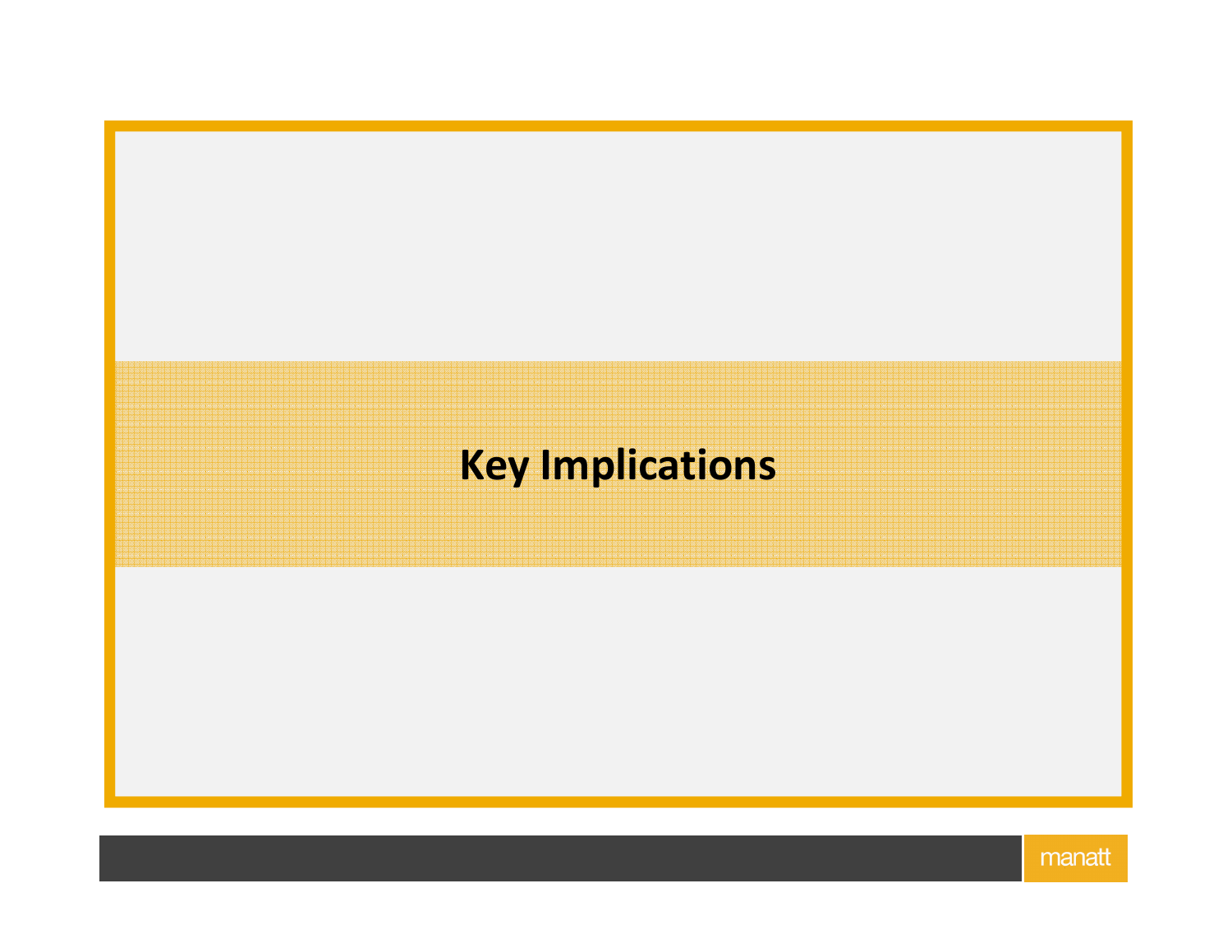# Key Implications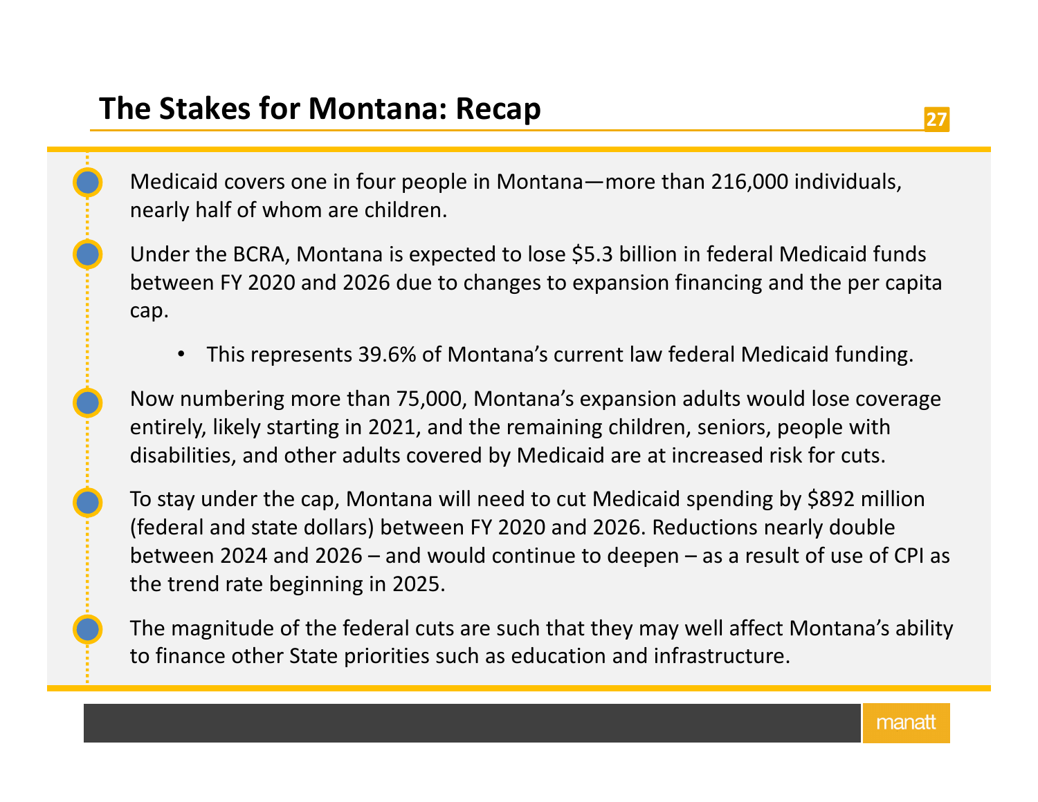# The Stakes for Montana: Recap

- Medicaid covers one in four people in Montana—more than 216,000 individuals, nearly half of whom are children.
- Under the BCRA, Montana is expected to lose $5.3 billion in federal Medicaid funds between FY 2020 and 2026 due to changes to expansion financing and the per capita cap.
  - This represents 39.6% of Montana's current law federal Medicaid funding.
- Now numbering more than 75,000, Montana's expansion adults would lose coverage entirely, likely starting in 2021, and the remaining children, seniors, people with disabilities, and other adults covered by Medicaid are at increased risk for cuts.
- To stay under the cap, Montana will need to cut Medicaid spending by $892 million (federal and state dollars) between FY 2020 and 2026. Reductions nearly double between 2024 and 2026 – and would continue to deepen – as a result of use of CPI as the trend rate beginning in 2025.
- The magnitude of the federal cuts are such that they may well affect Montana's ability to finance other State priorities such as education and infrastructure.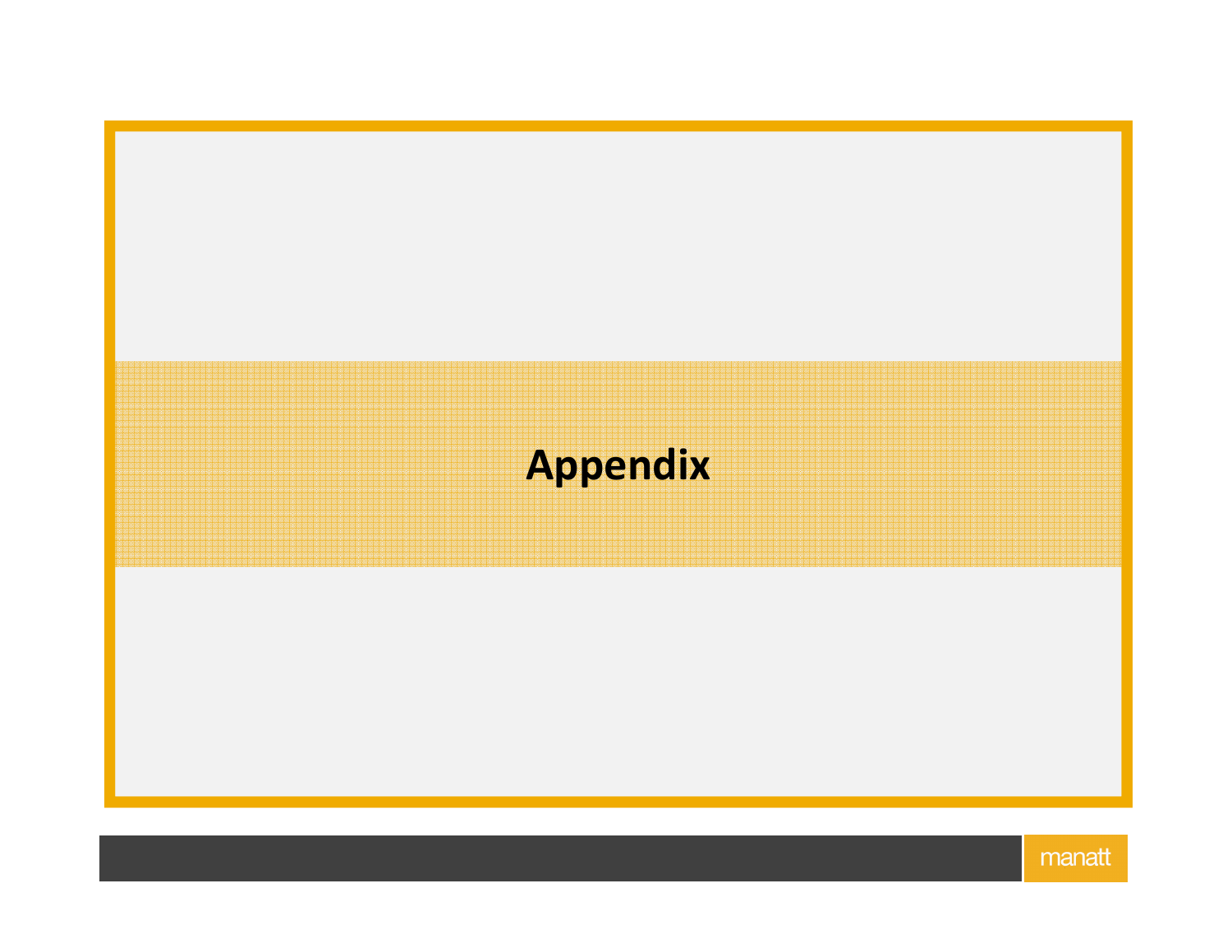# Appendix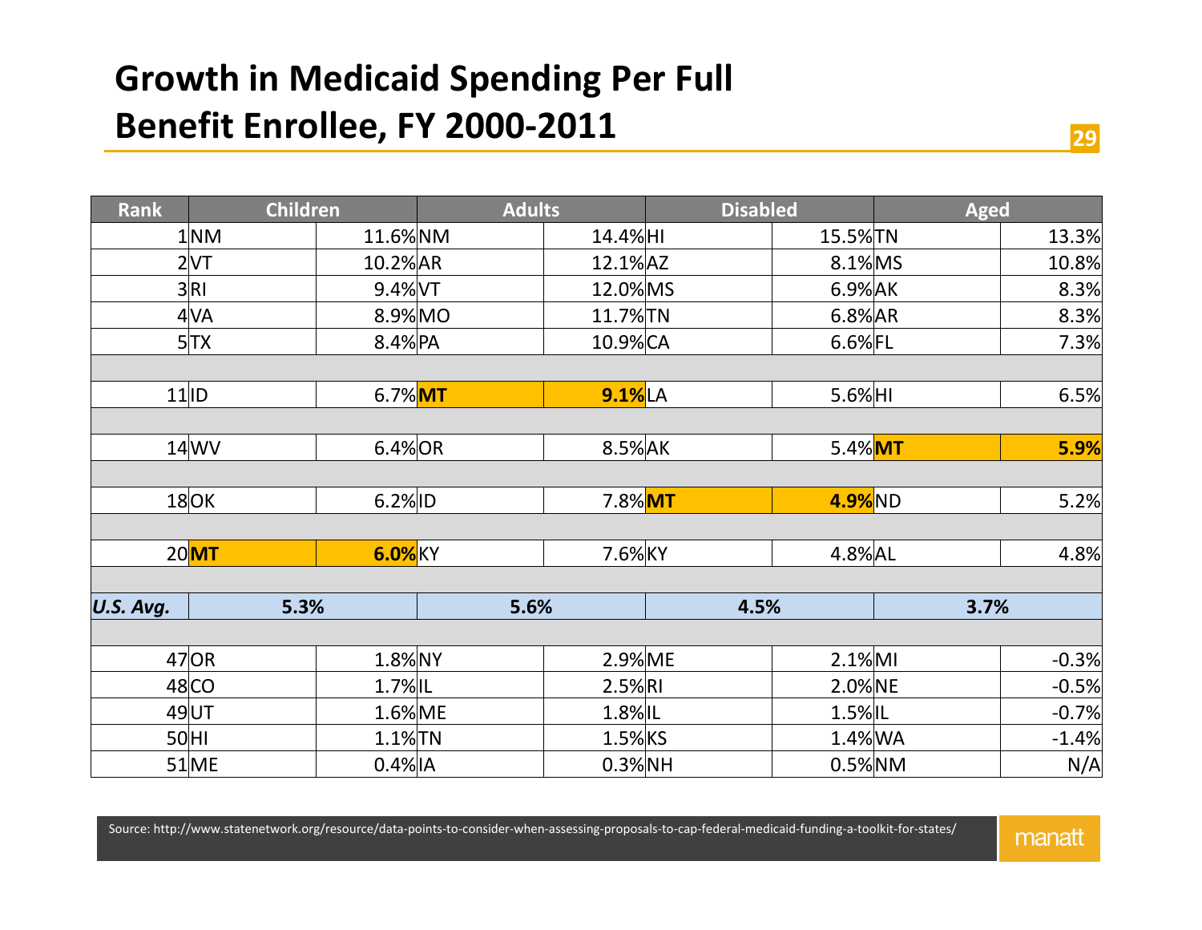# Growth in Medicaid Spending Per Full Benefit Enrollee, FY 2000-2011

| Rank | Children | | Adults | | Disabled | | Aged | |
|---|---|---|---|---|---|---|---|---|
| 1 | NM | 11.6% | NM | 14.4% | HI | 15.5% | TN | 13.3% |
| 2 | VT | 10.2% | AR | 12.1% | AZ | 8.1% | MS | 10.8% |
| 3 | RI | 9.4% | VT | 12.0% | MS | 6.9% | AK | 8.3% |
| 4 | VA | 8.9% | MO | 11.7% | TN | 6.8% | AR | 8.3% |
| 5 | TX | 8.4% | PA | 10.9% | CA | 6.6% | FL | 7.3% |
| | | | | | | | | |
| 11 | ID | 6.7% | **MT** | **9.1%** | LA | 5.6% | HI | 6.5% |
| | | | | | | | | |
| 14 | WV | 6.4% | OR | 8.5% | AK | 5.4% | **MT** | **5.9%** |
| | | | | | | | | |
| 18 | OK | 6.2% | ID | 7.8% | **MT** | **4.9%** | ND | 5.2% |
| | | | | | | | | |
| 20 | **MT** | **6.0%** | KY | 7.6% | KY | 4.8% | AL | 4.8% |
| | | | | | | | | |
| *U.S. Avg.* | **5.3%** | | **5.6%** | | **4.5%** | | **3.7%** | |
| | | | | | | | | |
| 47 | OR | 1.8% | NY | 2.9% | ME | 2.1% | MI | -0.3% |
| 48 | CO | 1.7% | IL | 2.5% | RI | 2.0% | NE | -0.5% |
| 49 | UT | 1.6% | ME | 1.8% | IL | 1.5% | IL | -0.7% |
| 50 | HI | 1.1% | TN | 1.5% | KS | 1.4% | WA | -1.4% |
| 51 | ME | 0.4% | IA | 0.3% | NH | 0.5% | NM | N/A |

Source: http://www.statenetwork.org/resource/data-points-to-consider-when-assessing-proposals-to-cap-federal-medicaid-funding-a-toolkit-for-states/

manatt